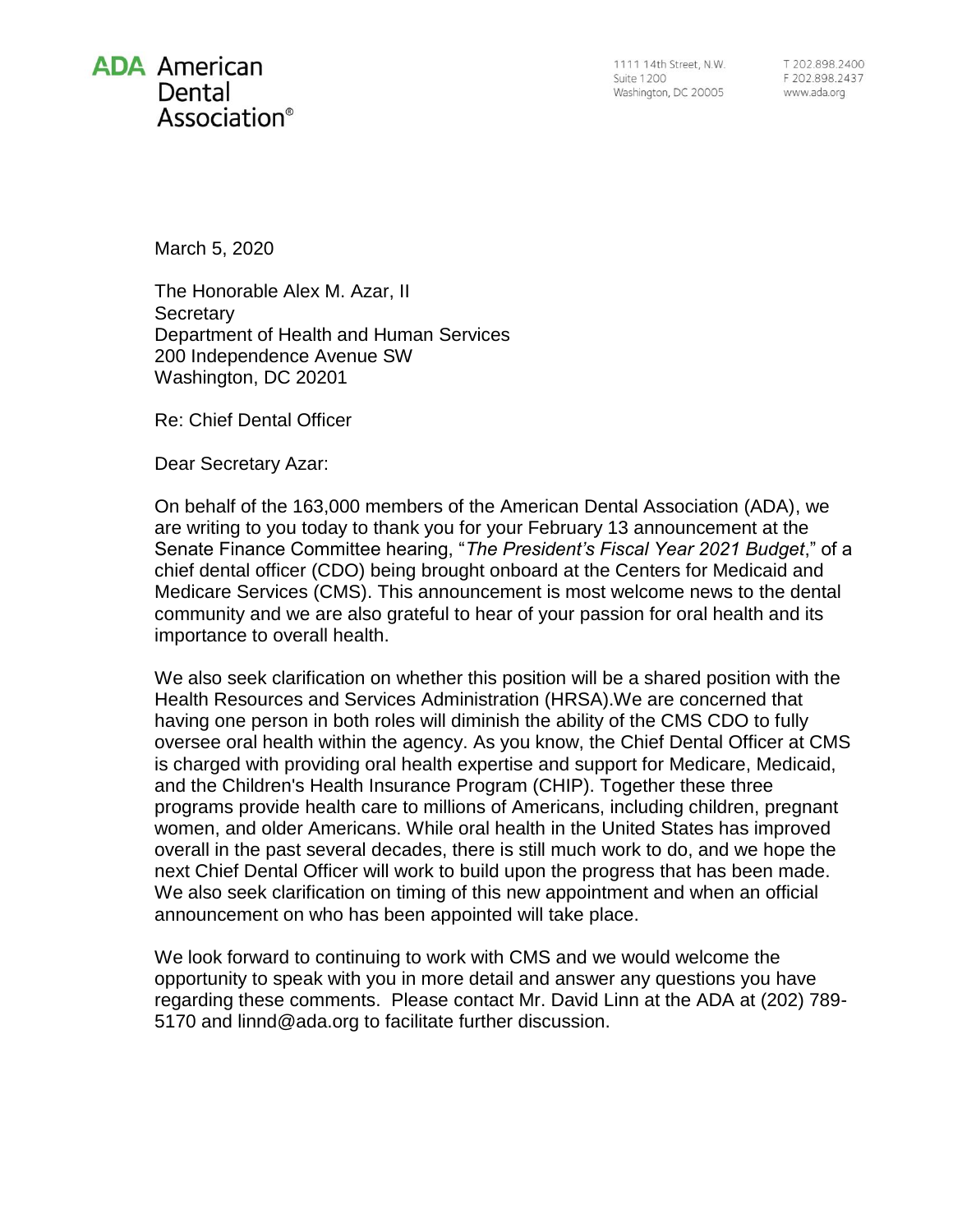**ADA American Dental Association®**

1111 14th Street, N.W.
Suite 1200
Washington, DC 20005

T 202.898.2400
F 202.898.2437
www.ada.org

March 5, 2020

The Honorable Alex M. Azar, II
Secretary
Department of Health and Human Services
200 Independence Avenue SW
Washington, DC 20201

Re: Chief Dental Officer

Dear Secretary Azar:

On behalf of the 163,000 members of the American Dental Association (ADA), we are writing to you today to thank you for your February 13 announcement at the Senate Finance Committee hearing, "*The President's Fiscal Year 2021 Budget*," of a chief dental officer (CDO) being brought onboard at the Centers for Medicaid and Medicare Services (CMS). This announcement is most welcome news to the dental community and we are also grateful to hear of your passion for oral health and its importance to overall health.

We also seek clarification on whether this position will be a shared position with the Health Resources and Services Administration (HRSA).We are concerned that having one person in both roles will diminish the ability of the CMS CDO to fully oversee oral health within the agency. As you know, the Chief Dental Officer at CMS is charged with providing oral health expertise and support for Medicare, Medicaid, and the Children's Health Insurance Program (CHIP). Together these three programs provide health care to millions of Americans, including children, pregnant women, and older Americans. While oral health in the United States has improved overall in the past several decades, there is still much work to do, and we hope the next Chief Dental Officer will work to build upon the progress that has been made. We also seek clarification on timing of this new appointment and when an official announcement on who has been appointed will take place.

We look forward to continuing to work with CMS and we would welcome the opportunity to speak with you in more detail and answer any questions you have regarding these comments. Please contact Mr. David Linn at the ADA at (202) 789-5170 and linnd@ada.org to facilitate further discussion.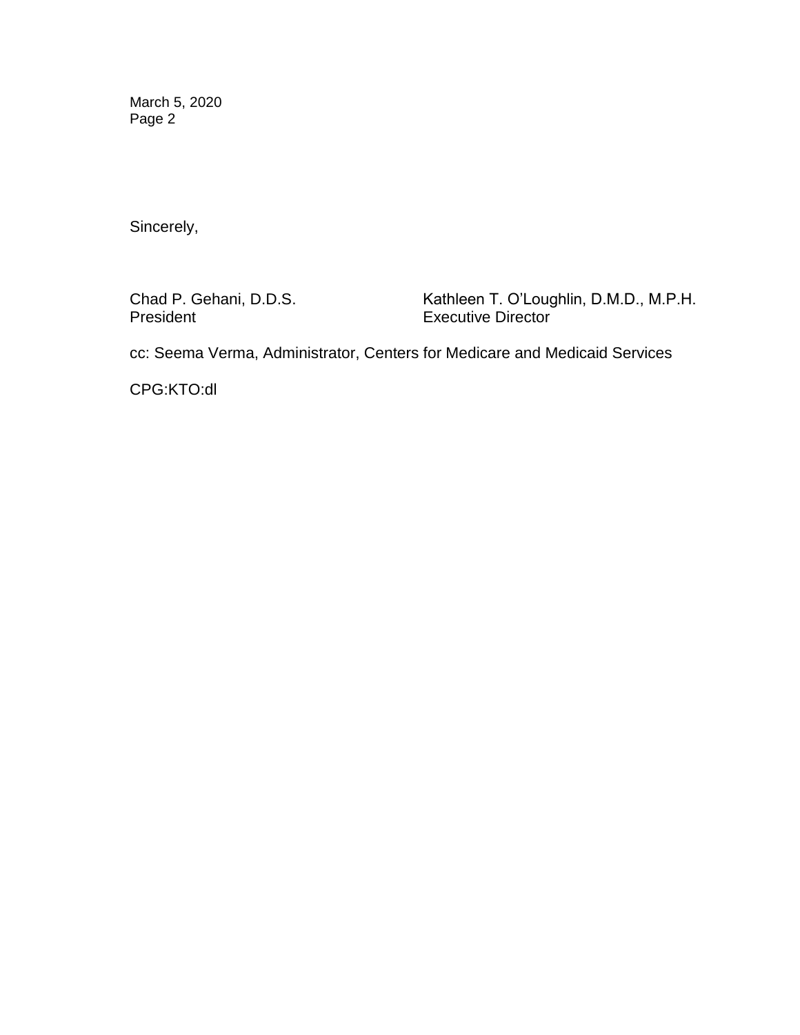Sincerely,

| | |
|---|---|
| Chad P. Gehani, D.D.S. | Kathleen T. O'Loughlin, D.M.D., M.P.H. |
| President | Executive Director |

cc: Seema Verma, Administrator, Centers for Medicare and Medicaid Services

CPG:KTO:dl